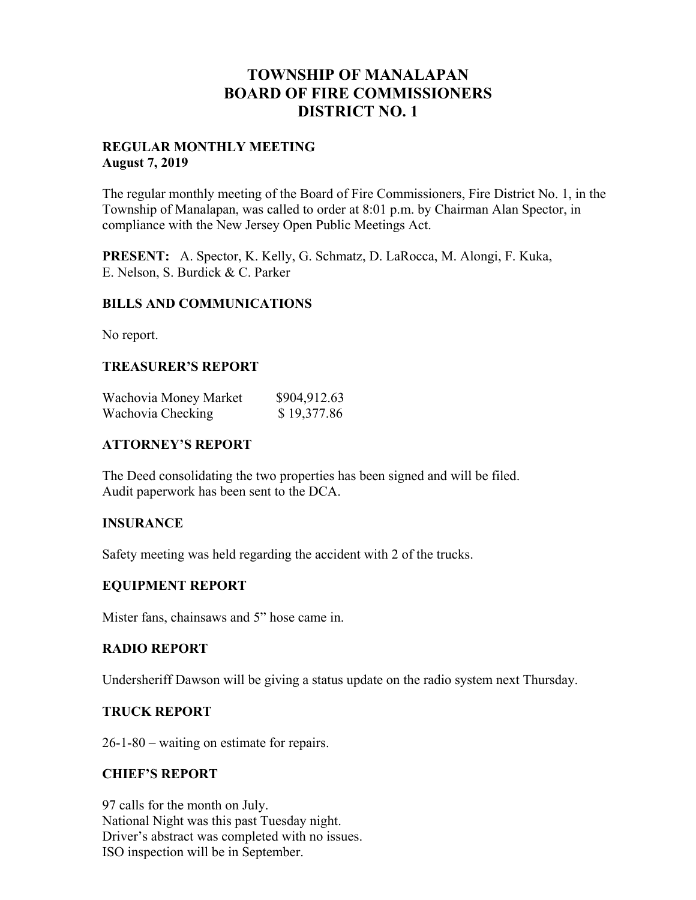# TOWNSHIP OF MANALAPAN
# BOARD OF FIRE COMMISSIONERS
# DISTRICT NO. 1

**REGULAR MONTHLY MEETING**
**August 7, 2019**

The regular monthly meeting of the Board of Fire Commissioners, Fire District No. 1, in the Township of Manalapan, was called to order at 8:01 p.m. by Chairman Alan Spector, in compliance with the New Jersey Open Public Meetings Act.

**PRESENT:** A. Spector, K. Kelly, G. Schmatz, D. LaRocca, M. Alongi, F. Kuka, E. Nelson, S. Burdick & C. Parker

### BILLS AND COMMUNICATIONS

No report.

### TREASURER'S REPORT

| | |
|---|---|
| Wachovia Money Market | $904,912.63 |
| Wachovia Checking | $ 19,377.86 |

### ATTORNEY'S REPORT

The Deed consolidating the two properties has been signed and will be filed.
Audit paperwork has been sent to the DCA.

### INSURANCE

Safety meeting was held regarding the accident with 2 of the trucks.

### EQUIPMENT REPORT

Mister fans, chainsaws and 5" hose came in.

### RADIO REPORT

Undersheriff Dawson will be giving a status update on the radio system next Thursday.

### TRUCK REPORT

26-1-80 – waiting on estimate for repairs.

### CHIEF'S REPORT

97 calls for the month on July.
National Night was this past Tuesday night.
Driver's abstract was completed with no issues.
ISO inspection will be in September.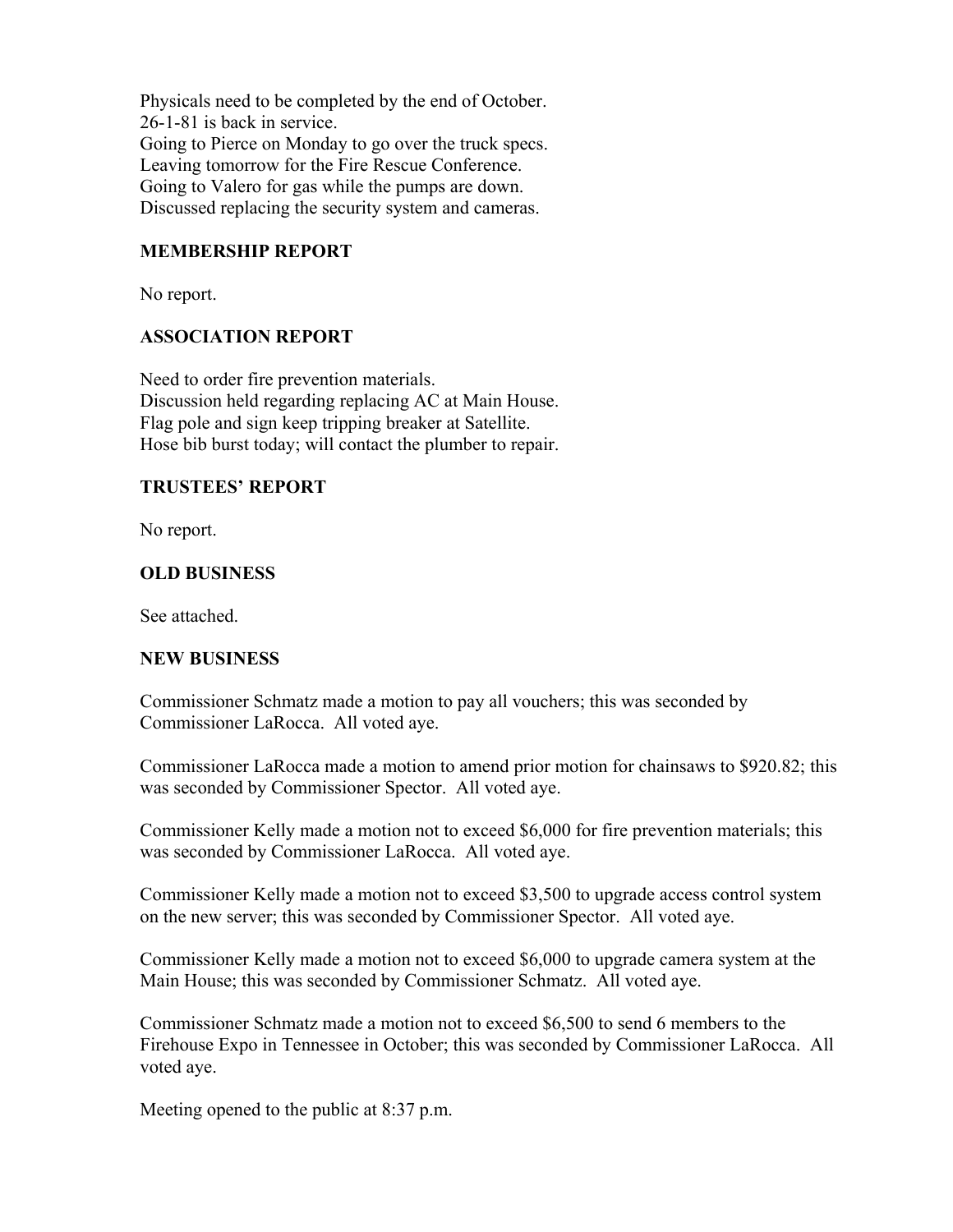Physicals need to be completed by the end of October.
26-1-81 is back in service.
Going to Pierce on Monday to go over the truck specs.
Leaving tomorrow for the Fire Rescue Conference.
Going to Valero for gas while the pumps are down.
Discussed replacing the security system and cameras.

### MEMBERSHIP REPORT

No report.

### ASSOCIATION REPORT

Need to order fire prevention materials.
Discussion held regarding replacing AC at Main House.
Flag pole and sign keep tripping breaker at Satellite.
Hose bib burst today; will contact the plumber to repair.

### TRUSTEES' REPORT

No report.

### OLD BUSINESS

See attached.

### NEW BUSINESS

Commissioner Schmatz made a motion to pay all vouchers; this was seconded by Commissioner LaRocca. All voted aye.

Commissioner LaRocca made a motion to amend prior motion for chainsaws to $920.82; this was seconded by Commissioner Spector. All voted aye.

Commissioner Kelly made a motion not to exceed $6,000 for fire prevention materials; this was seconded by Commissioner LaRocca. All voted aye.

Commissioner Kelly made a motion not to exceed $3,500 to upgrade access control system on the new server; this was seconded by Commissioner Spector. All voted aye.

Commissioner Kelly made a motion not to exceed $6,000 to upgrade camera system at the Main House; this was seconded by Commissioner Schmatz. All voted aye.

Commissioner Schmatz made a motion not to exceed $6,500 to send 6 members to the Firehouse Expo in Tennessee in October; this was seconded by Commissioner LaRocca. All voted aye.

Meeting opened to the public at 8:37 p.m.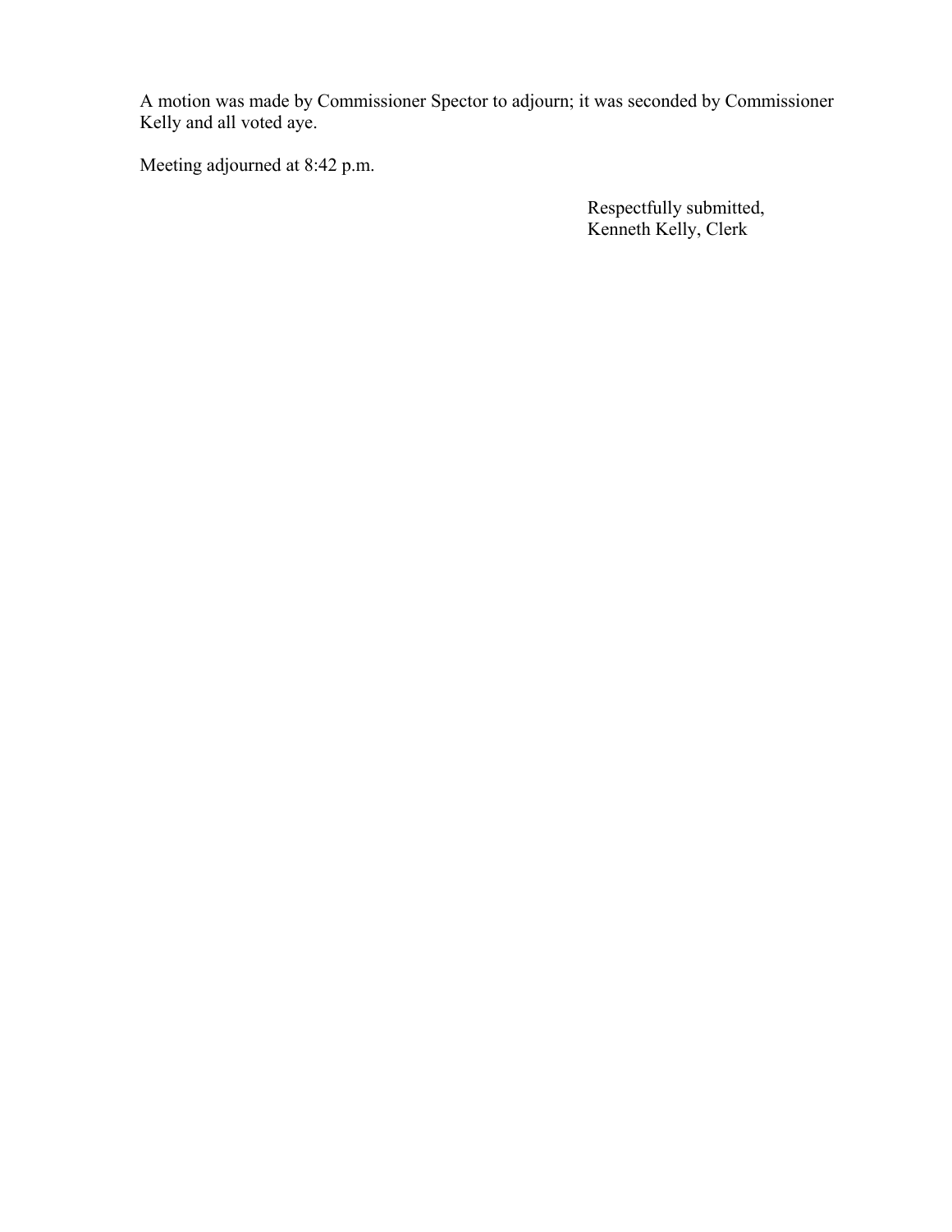A motion was made by Commissioner Spector to adjourn; it was seconded by Commissioner Kelly and all voted aye.

Meeting adjourned at 8:42 p.m.

Respectfully submitted,
Kenneth Kelly, Clerk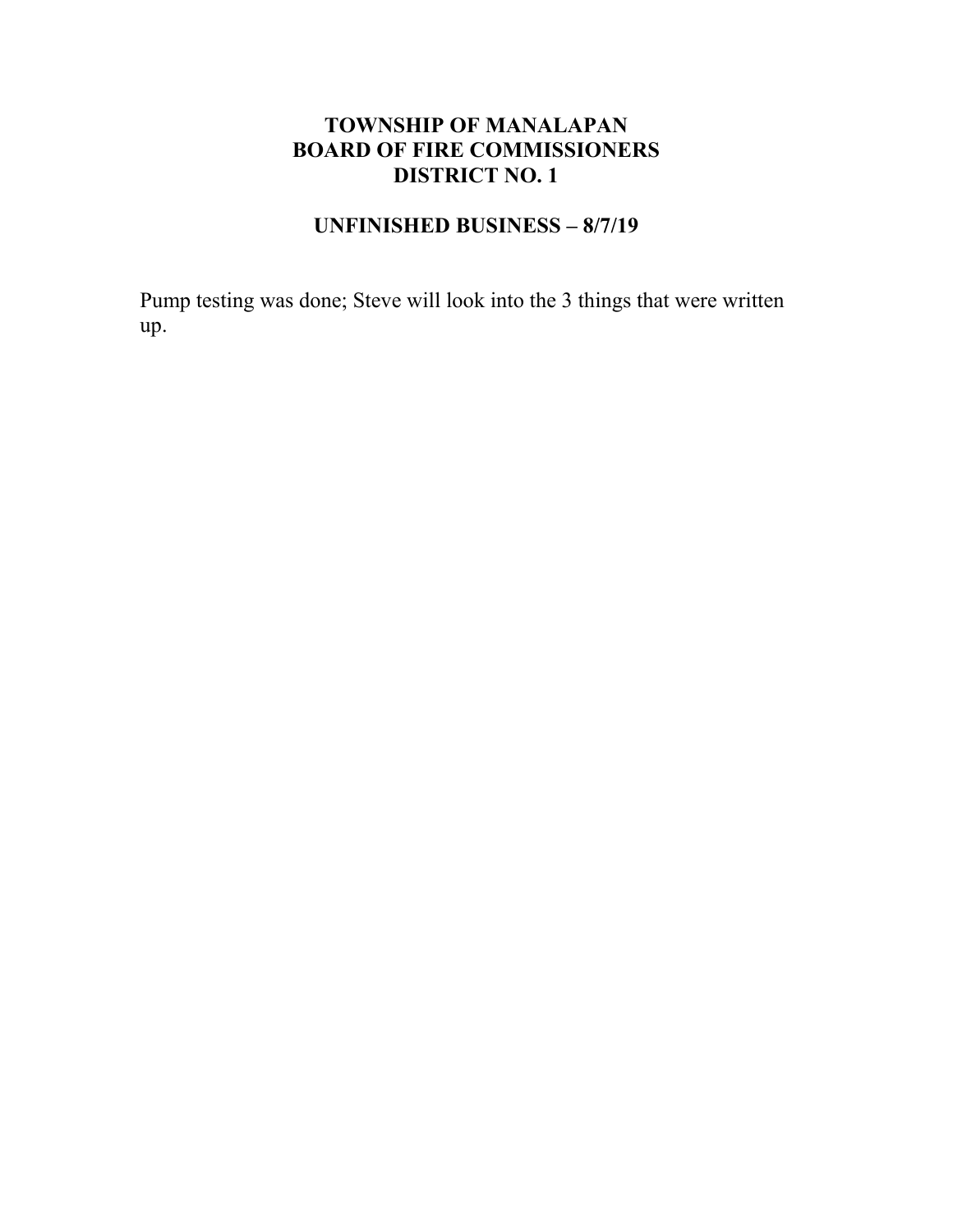# TOWNSHIP OF MANALAPAN
# BOARD OF FIRE COMMISSIONERS
# DISTRICT NO. 1

## UNFINISHED BUSINESS – 8/7/19

Pump testing was done; Steve will look into the 3 things that were written up.